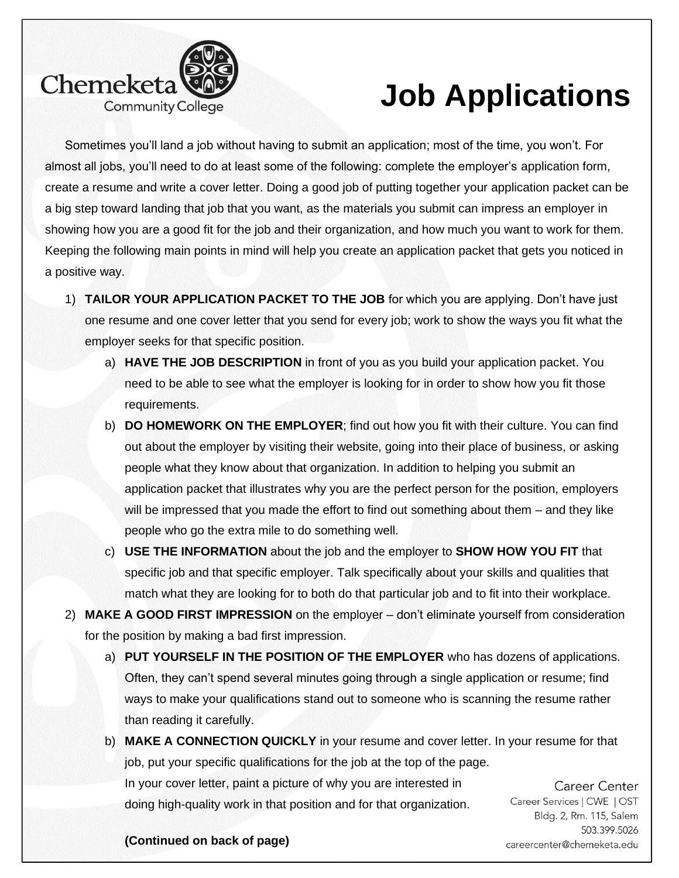Chemeketa Community College

# Job Applications

Sometimes you'll land a job without having to submit an application; most of the time, you won't. For almost all jobs, you'll need to do at least some of the following: complete the employer's application form, create a resume and write a cover letter. Doing a good job of putting together your application packet can be a big step toward landing that job that you want, as the materials you submit can impress an employer in showing how you are a good fit for the job and their organization, and how much you want to work for them. Keeping the following main points in mind will help you create an application packet that gets you noticed in a positive way.

1) **TAILOR YOUR APPLICATION PACKET TO THE JOB** for which you are applying. Don't have just one resume and one cover letter that you send for every job; work to show the ways you fit what the employer seeks for that specific position.
   a) **HAVE THE JOB DESCRIPTION** in front of you as you build your application packet. You need to be able to see what the employer is looking for in order to show how you fit those requirements.
   b) **DO HOMEWORK ON THE EMPLOYER**; find out how you fit with their culture. You can find out about the employer by visiting their website, going into their place of business, or asking people what they know about that organization. In addition to helping you submit an application packet that illustrates why you are the perfect person for the position, employers will be impressed that you made the effort to find out something about them – and they like people who go the extra mile to do something well.
   c) **USE THE INFORMATION** about the job and the employer to **SHOW HOW YOU FIT** that specific job and that specific employer. Talk specifically about your skills and qualities that match what they are looking for to both do that particular job and to fit into their workplace.
2) **MAKE A GOOD FIRST IMPRESSION** on the employer – don't eliminate yourself from consideration for the position by making a bad first impression.
   a) **PUT YOURSELF IN THE POSITION OF THE EMPLOYER** who has dozens of applications. Often, they can't spend several minutes going through a single application or resume; find ways to make your qualifications stand out to someone who is scanning the resume rather than reading it carefully.
   b) **MAKE A CONNECTION QUICKLY** in your resume and cover letter. In your resume for that job, put your specific qualifications for the job at the top of the page. In your cover letter, paint a picture of why you are interested in doing high-quality work in that position and for that organization.

**(Continued on back of page)**

Career Center
Career Services | CWE | OST
Bldg. 2, Rm. 115, Salem
503.399.5026
careercenter@chemeketa.edu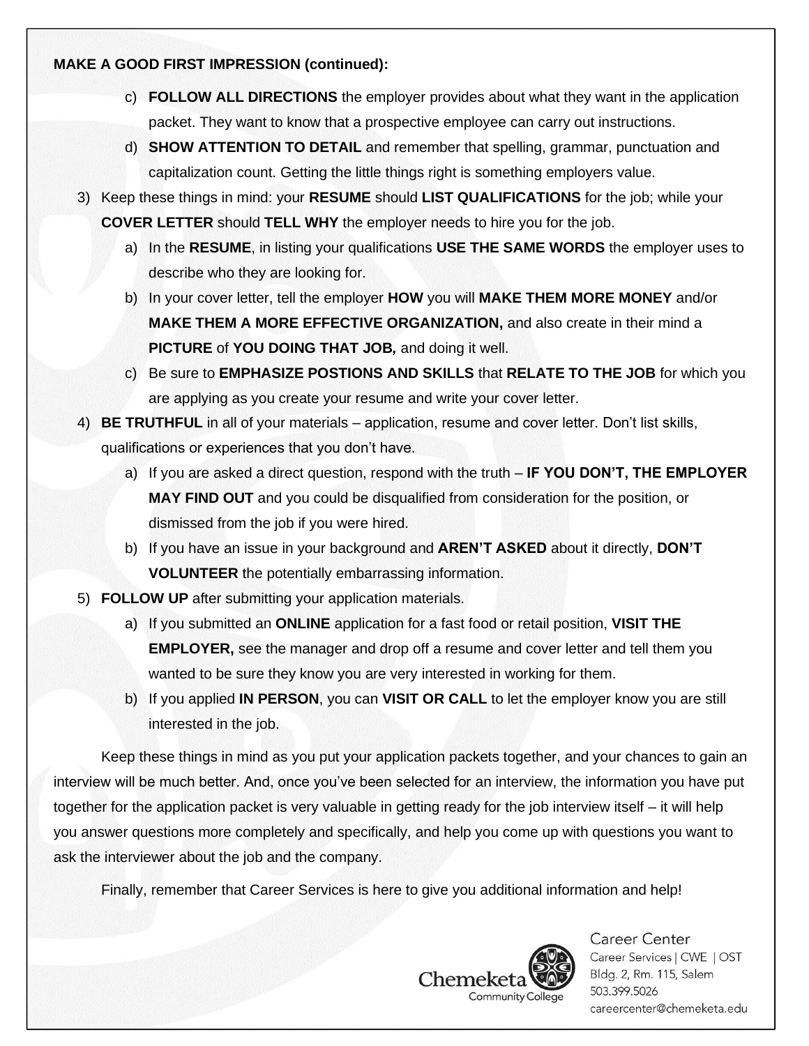**MAKE A GOOD FIRST IMPRESSION (continued):**

   c) **FOLLOW ALL DIRECTIONS** the employer provides about what they want in the application packet. They want to know that a prospective employee can carry out instructions.
   d) **SHOW ATTENTION TO DETAIL** and remember that spelling, grammar, punctuation and capitalization count. Getting the little things right is something employers value.

3) Keep these things in mind: your **RESUME** should **LIST QUALIFICATIONS** for the job; while your **COVER LETTER** should **TELL WHY** the employer needs to hire you for the job.
   a) In the **RESUME**, in listing your qualifications **USE THE SAME WORDS** the employer uses to describe who they are looking for.
   b) In your cover letter, tell the employer **HOW** you will **MAKE THEM MORE MONEY** and/or **MAKE THEM A MORE EFFECTIVE ORGANIZATION,** and also create in their mind a **PICTURE** of **YOU DOING THAT JOB***,* and doing it well.
   c) Be sure to **EMPHASIZE POSTIONS AND SKILLS** that **RELATE TO THE JOB** for which you are applying as you create your resume and write your cover letter.

4) **BE TRUTHFUL** in all of your materials – application, resume and cover letter. Don't list skills, qualifications or experiences that you don't have.
   a) If you are asked a direct question, respond with the truth – **IF YOU DON'T, THE EMPLOYER MAY FIND OUT** and you could be disqualified from consideration for the position, or dismissed from the job if you were hired.
   b) If you have an issue in your background and **AREN'T ASKED** about it directly, **DON'T VOLUNTEER** the potentially embarrassing information.

5) **FOLLOW UP** after submitting your application materials.
   a) If you submitted an **ONLINE** application for a fast food or retail position, **VISIT THE EMPLOYER,** see the manager and drop off a resume and cover letter and tell them you wanted to be sure they know you are very interested in working for them.
   b) If you applied **IN PERSON**, you can **VISIT OR CALL** to let the employer know you are still interested in the job.

Keep these things in mind as you put your application packets together, and your chances to gain an interview will be much better. And, once you've been selected for an interview, the information you have put together for the application packet is very valuable in getting ready for the job interview itself – it will help you answer questions more completely and specifically, and help you come up with questions you want to ask the interviewer about the job and the company.

Finally, remember that Career Services is here to give you additional information and help!

Chemeketa Community College

Career Center
Career Services | CWE | OST
Bldg. 2, Rm. 115, Salem
503.399.5026
careercenter@chemeketa.edu